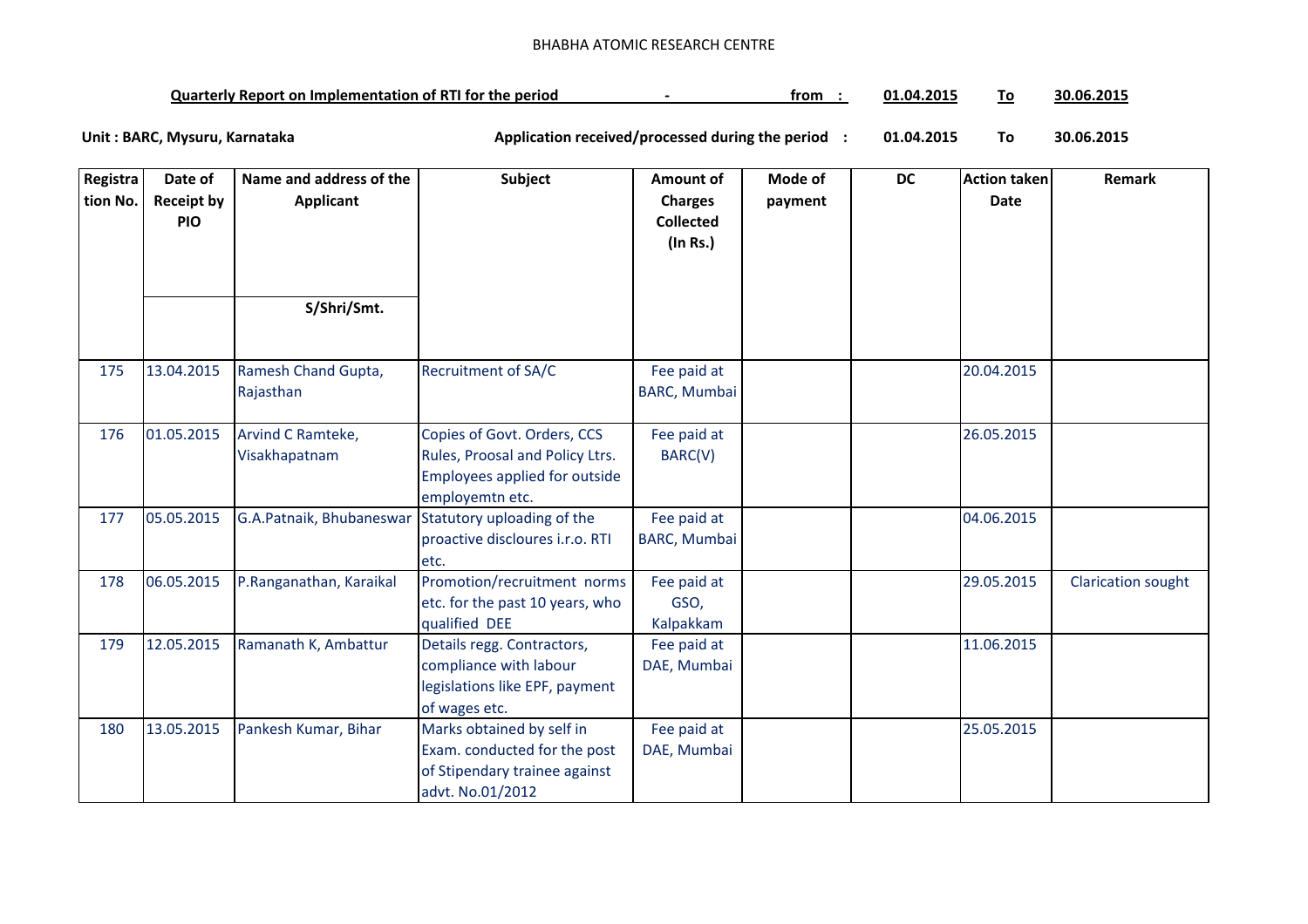BHABHA ATOMIC RESEARCH CENTRE

**Quarterly Report on Implementation of RTI for the period - from : 01.04.2015 To 30.06.2015**

**Unit : BARC, Mysuru, Karnataka** **Application received/processed during the period : 01.04.2015 To 30.06.2015**

| Registration No. | Date of Receipt by PIO | Name and address of the Applicant S/Shri/Smt. | Subject | Amount of Charges Collected (In Rs.) | Mode of payment | DC | Action taken Date | Remark |
|---|---|---|---|---|---|---|---|---|
| 175 | 13.04.2015 | Ramesh Chand Gupta, Rajasthan | Recruitment of SA/C | Fee paid at BARC, Mumbai | | | 20.04.2015 | |
| 176 | 01.05.2015 | Arvind C Ramteke, Visakhapatnam | Copies of Govt. Orders, CCS Rules, Proosal and Policy Ltrs. Employees applied for outside employemtn etc. | Fee paid at BARC(V) | | | 26.05.2015 | |
| 177 | 05.05.2015 | G.A.Patnaik, Bhubaneswar | Statutory uploading of the proactive discloures i.r.o. RTI etc. | Fee paid at BARC, Mumbai | | | 04.06.2015 | |
| 178 | 06.05.2015 | P.Ranganathan, Karaikal | Promotion/recruitment norms etc. for the past 10 years, who qualified DEE | Fee paid at GSO, Kalpakkam | | | 29.05.2015 | Clarication sought |
| 179 | 12.05.2015 | Ramanath K, Ambattur | Details regg. Contractors, compliance with labour legislations like EPF, payment of wages etc. | Fee paid at DAE, Mumbai | | | 11.06.2015 | |
| 180 | 13.05.2015 | Pankesh Kumar, Bihar | Marks obtained by self in Exam. conducted for the post of Stipendary trainee against advt. No.01/2012 | Fee paid at DAE, Mumbai | | | 25.05.2015 | |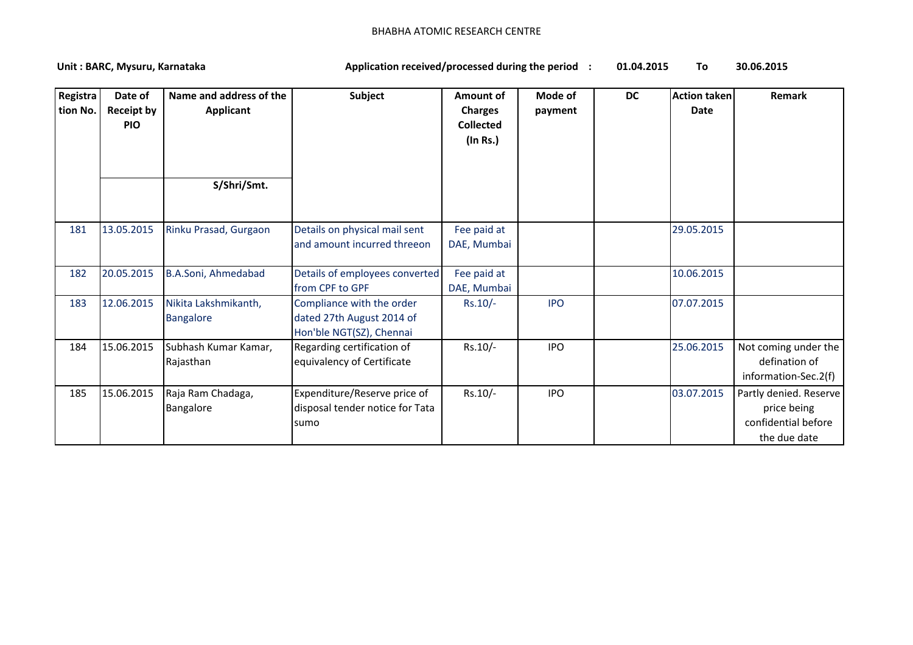BHABHA ATOMIC RESEARCH CENTRE

**Unit : BARC, Mysuru, Karnataka** **Application received/processed during the period : 01.04.2015 To 30.06.2015**

| Registration No. | Date of Receipt by PIO | Name and address of the Applicant S/Shri/Smt. | Subject | Amount of Charges Collected (In Rs.) | Mode of payment | DC | Action taken Date | Remark |
|---|---|---|---|---|---|---|---|---|
| 181 | 13.05.2015 | Rinku Prasad, Gurgaon | Details on physical mail sent and amount incurred threeon | Fee paid at DAE, Mumbai | | | 29.05.2015 | |
| 182 | 20.05.2015 | B.A.Soni, Ahmedabad | Details of employees converted from CPF to GPF | Fee paid at DAE, Mumbai | | | 10.06.2015 | |
| 183 | 12.06.2015 | Nikita Lakshmikanth, Bangalore | Compliance with the order dated 27th August 2014 of Hon'ble NGT(SZ), Chennai | Rs.10/- | IPO | | 07.07.2015 | |
| 184 | 15.06.2015 | Subhash Kumar Kamar, Rajasthan | Regarding certification of equivalency of Certificate | Rs.10/- | IPO | | 25.06.2015 | Not coming under the defination of information-Sec.2(f) |
| 185 | 15.06.2015 | Raja Ram Chadaga, Bangalore | Expenditure/Reserve price of disposal tender notice for Tata sumo | Rs.10/- | IPO | | 03.07.2015 | Partly denied. Reserve price being confidential before the due date |